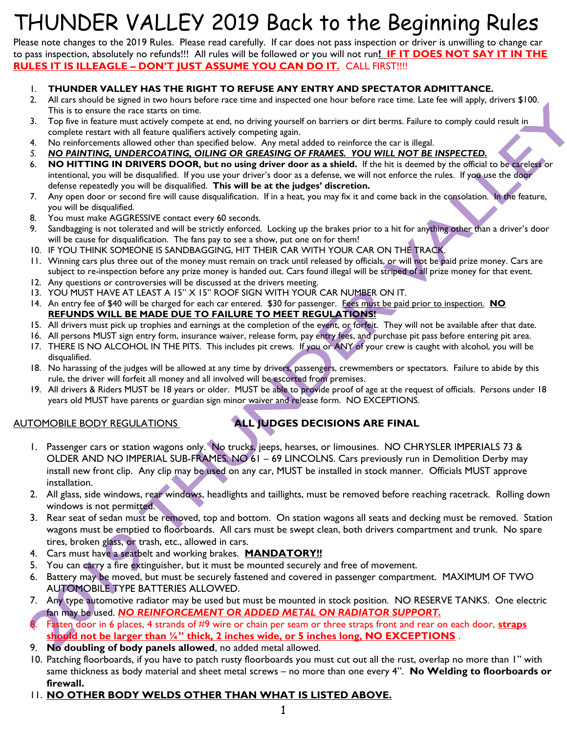# THUNDER VALLEY 2019 Back to the Beginning Rules

Please note changes to the 2019 Rules. Please read carefully. If car does not pass inspection or driver is unwilling to change car to pass inspection, absolutely no refunds!!! All rules will be followed or you will not run**! <u>IF IT DOES NOT SAY IT IN THE RULES IT IS ILLEAGLE – DON'T JUST ASSUME YOU CAN DO IT.</u>** CALL FIRST!!!!

1. **THUNDER VALLEY HAS THE RIGHT TO REFUSE ANY ENTRY AND SPECTATOR ADMITTANCE.**
2. All cars should be signed in two hours before race time and inspected one hour before race time. Late fee will apply, drivers $100. This is to ensure the race starts on time.
3. Top five in feature must actively compete at end, no driving yourself on barriers or dirt berms. Failure to comply could result in complete restart with all feature qualifiers actively competing again.
4. No reinforcements allowed other than specified below. Any metal added to reinforce the car is illegal.
5. ***<u>NO PAINTING, UNDERCOATING, OILING OR GREASING OF FRAMES. YOU WILL NOT BE INSPECTED.</u>***
6. **NO HITTING IN DRIVERS DOOR, but no using driver door as a shield.** If the hit is deemed by the official to be careless or intentional, you will be disqualified. If you use your driver's door as a defense, we will not enforce the rules. If you use the door defense repeatedly you will be disqualified. **This will be at the judges' discretion.**
7. Any open door or second fire will cause disqualification. If in a heat, you may fix it and come back in the consolation. In the feature, you will be disqualified.
8. You must make AGGRESSIVE contact every 60 seconds.
9. Sandbagging is not tolerated and will be strictly enforced. Locking up the brakes prior to a hit for anything other than a driver's door will be cause for disqualification. The fans pay to see a show, put one on for them!
10. IF YOU THINK SOMEONE IS SANDBAGGING, HIT THEIR CAR WITH YOUR CAR ON THE TRACK.
11. Winning cars plus three out of the money must remain on track until released by officials, or will not be paid prize money. Cars are subject to re-inspection before any prize money is handed out. Cars found illegal will be striped of all prize money for that event.
12. Any questions or controversies will be discussed at the drivers meeting.
13. YOU MUST HAVE AT LEAST A 15" X 15" ROOF SIGN WITH YOUR CAR NUMBER ON IT.
14. An entry fee of $40 will be charged for each car entered. $30 for passenger. <u>Fees must be paid prior to inspection.</u> **<u>NO REFUNDS WILL BE MADE DUE TO FAILURE TO MEET REGULATIONS!</u>**
15. All drivers must pick up trophies and earnings at the completion of the event, or forfeit. They will not be available after that date.
16. All persons MUST sign entry form, insurance waiver, release form, pay entry fees, and purchase pit pass before entering pit area.
17. THERE IS NO ALCOHOL IN THE PITS. This includes pit crews. If you or ANY of your crew is caught with alcohol, you will be disqualified.
18. No harassing of the judges will be allowed at any time by drivers, passengers, crewmembers or spectators. Failure to abide by this rule, the driver will forfeit all money and all involved will be escorted from premises.
19. All drivers & Riders MUST be 18 years or older. MUST be able to provide proof of age at the request of officials. Persons under 18 years old MUST have parents or guardian sign minor waiver and release form. NO EXCEPTIONS.

<u>AUTOMOBILE BODY REGULATIONS</u> **ALL JUDGES DECISIONS ARE FINAL**

1. Passenger cars or station wagons only. No trucks, jeeps, hearses, or limousines. NO CHRYSLER IMPERIALS 73 & OLDER AND NO IMPERIAL SUB-FRAMES. NO 61 – 69 LINCOLNS. Cars previously run in Demolition Derby may install new front clip. Any clip may be used on any car, MUST be installed in stock manner. Officials MUST approve installation.
2. All glass, side windows, rear windows, headlights and taillights, must be removed before reaching racetrack. Rolling down windows is not permitted.
3. Rear seat of sedan must be removed, top and bottom. On station wagons all seats and decking must be removed. Station wagons must be emptied to floorboards. All cars must be swept clean, both drivers compartment and trunk. No spare tires, broken glass, or trash, etc., allowed in cars.
4. Cars must have a seatbelt and working brakes. **<u>MANDATORY!!</u>**
5. You can carry a fire extinguisher, but it must be mounted securely and free of movement.
6. Battery may be moved, but must be securely fastened and covered in passenger compartment. MAXIMUM OF TWO AUTOMOBILE TYPE BATTERIES ALLOWED.
7. Any type automotive radiator may be used but must be mounted in stock position. NO RESERVE TANKS. One electric fan may be used. ***<u>NO REINFORCEMENT OR ADDED METAL ON RADIATOR SUPPORT.</u>***
8. Fasten door in 6 places, 4 strands of #9 wire or chain per seam or three straps front and rear on each door, **<u>straps should not be larger than ¼" thick, 2 inches wide, or 5 inches long, NO EXCEPTIONS</u>** .
9. **No doubling of body panels allowed**, no added metal allowed.
10. Patching floorboards, if you have to patch rusty floorboards you must cut out all the rust, overlap no more than 1" with same thickness as body material and sheet metal screws – no more than one every 4". **No Welding to floorboards or firewall.**
11. **<u>NO OTHER BODY WELDS OTHER THAN WHAT IS LISTED ABOVE.</u>**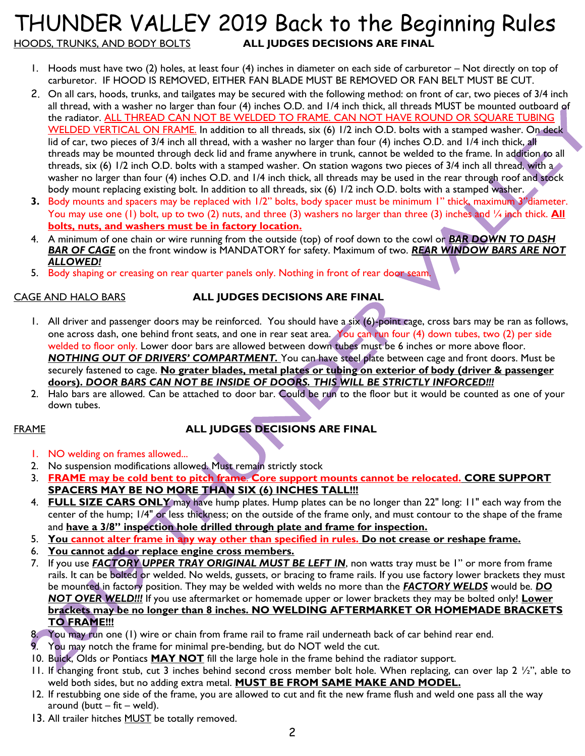# THUNDER VALLEY 2019 Back to the Beginning Rules

## HOODS, TRUNKS, AND BODY BOLTS — ALL JUDGES DECISIONS ARE FINAL

1. Hoods must have two (2) holes, at least four (4) inches in diameter on each side of carburetor – Not directly on top of carburetor. IF HOOD IS REMOVED, EITHER FAN BLADE MUST BE REMOVED OR FAN BELT MUST BE CUT.
2. On all cars, hoods, trunks, and tailgates may be secured with the following method: on front of car, two pieces of 3/4 inch all thread, with a washer no larger than four (4) inches O.D. and 1/4 inch thick, all threads MUST be mounted outboard of the radiator. ALL THREAD CAN NOT BE WELDED TO FRAME. CAN NOT HAVE ROUND OR SQUARE TUBING WELDED VERTICAL ON FRAME. In addition to all threads, six (6) 1/2 inch O.D. bolts with a stamped washer. On deck lid of car, two pieces of 3/4 inch all thread, with a washer no larger than four (4) inches O.D. and 1/4 inch thick, all threads may be mounted through deck lid and frame anywhere in trunk, cannot be welded to the frame. In addition to all threads, six (6) 1/2 inch O.D. bolts with a stamped washer. On station wagons two pieces of 3/4 inch all thread, with a washer no larger than four (4) inches O.D. and 1/4 inch thick, all threads may be used in the rear through roof and stock body mount replacing existing bolt. In addition to all threads, six (6) 1/2 inch O.D. bolts with a stamped washer.
3. Body mounts and spacers may be replaced with 1/2" bolts, body spacer must be minimum 1" thick, maximum 3" diameter. You may use one (1) bolt, up to two (2) nuts, and three (3) washers no larger than three (3) inches and ¼ inch thick. **All bolts, nuts, and washers must be in factory location.**
4. A minimum of one chain or wire running from the outside (top) of roof down to the cowl or ***BAR DOWN TO DASH BAR OF CAGE*** on the front window is MANDATORY for safety. Maximum of two. ***REAR WINDOW BARS ARE NOT ALLOWED!***
5. Body shaping or creasing on rear quarter panels only. Nothing in front of rear door seam.

## CAGE AND HALO BARS — ALL JUDGES DECISIONS ARE FINAL

1. All driver and passenger doors may be reinforced. You should have a six (6)-point cage, cross bars may be ran as follows, one across dash, one behind front seats, and one in rear seat area. You can run four (4) down tubes, two (2) per side welded to floor only. Lower door bars are allowed between down tubes must be 6 inches or more above floor. ***NOTHING OUT OF DRIVERS' COMPARTMENT.*** You can have steel plate between cage and front doors. Must be securely fastened to cage. **No grater blades, metal plates or tubing on exterior of body (driver & passenger doors).** ***DOOR BARS CAN NOT BE INSIDE OF DOORS. THIS WILL BE STRICTLY INFORCED!!!***
2. Halo bars are allowed. Can be attached to door bar. Could be run to the floor but it would be counted as one of your down tubes.

## FRAME — ALL JUDGES DECISIONS ARE FINAL

1. NO welding on frames allowed...
2. No suspension modifications allowed. Must remain strictly stock
3. **FRAME may be cold bent to pitch frame. Core support mounts cannot be relocated. CORE SUPPORT SPACERS MAY BE NO MORE THAN SIX (6) INCHES TALL!!!**
4. **FULL SIZE CARS ONLY** may have hump plates. Hump plates can be no longer than 22" long: 11" each way from the center of the hump; 1/4" or less thickness; on the outside of the frame only, and must contour to the shape of the frame and **have a 3/8" inspection hole drilled through plate and frame for inspection.**
5. **You cannot alter frame in any way other than specified in rules. Do not crease or reshape frame.**
6. **You cannot add or replace engine cross members.**
7. If you use ***FACTORY UPPER TRAY ORIGINAL MUST BE LEFT IN***, non watts tray must be 1" or more from frame rails. It can be bolted or welded. No welds, gussets, or bracing to frame rails. If you use factory lower brackets they must be mounted in factory position. They may be welded with welds no more than the ***FACTORY WELDS*** would be. ***DO NOT OVER WELD!!!*** If you use aftermarket or homemade upper or lower brackets they may be bolted only! **Lower brackets may be no longer than 8 inches. NO WELDING AFTERMARKET OR HOMEMADE BRACKETS TO FRAME!!!**
8. You may run one (1) wire or chain from frame rail to frame rail underneath back of car behind rear end.
9. You may notch the frame for minimal pre-bending, but do NOT weld the cut.
10. Buick, Olds or Pontiacs **MAY NOT** fill the large hole in the frame behind the radiator support.
11. If changing front stub, cut 3 inches behind second cross member bolt hole. When replacing, can over lap 2 ½", able to weld both sides, but no adding extra metal. **MUST BE FROM SAME MAKE AND MODEL.**
12. If restubbing one side of the frame, you are allowed to cut and fit the new frame flush and weld one pass all the way around (butt – fit – weld).
13. All trailer hitches MUST be totally removed.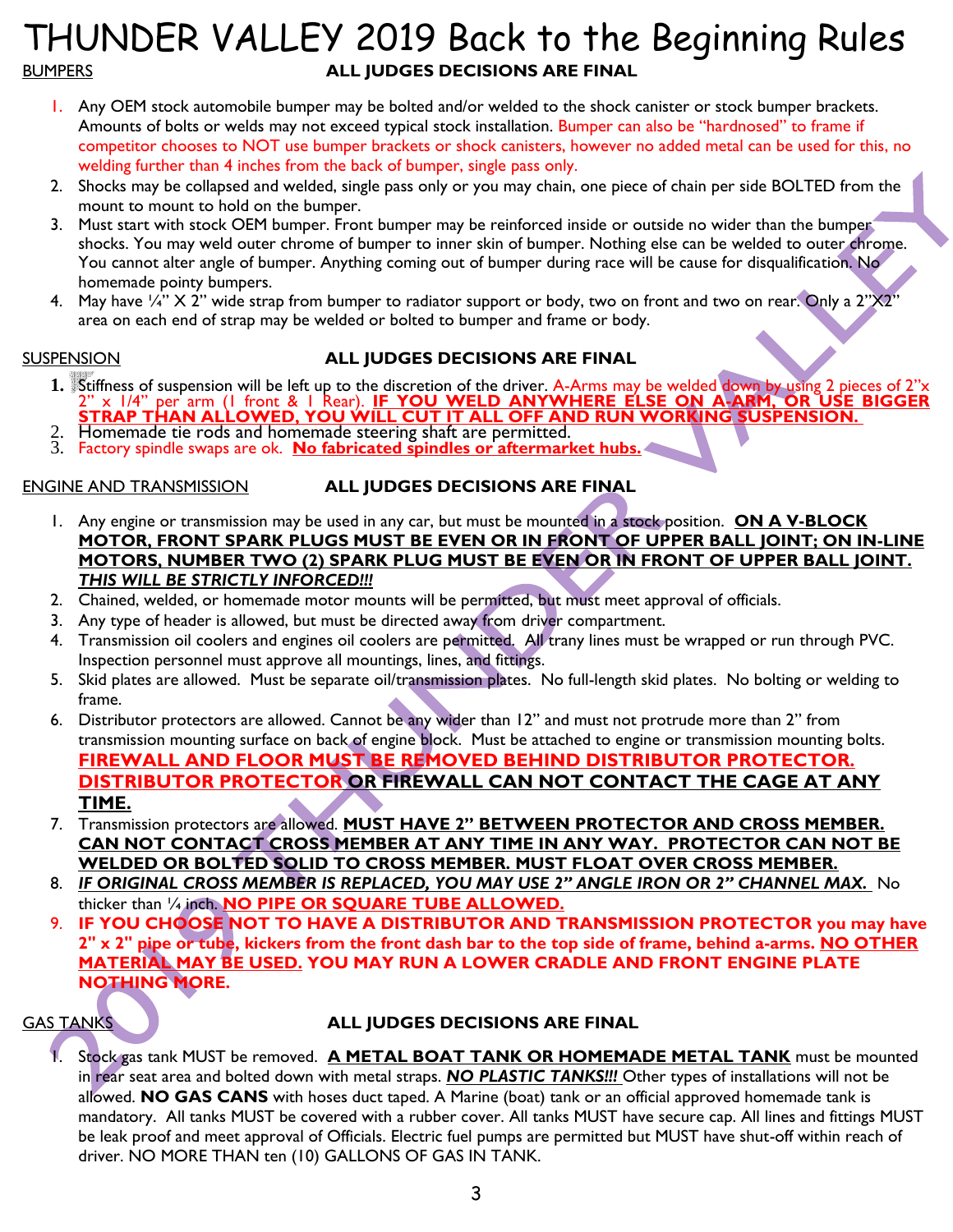# THUNDER VALLEY 2019 Back to the Beginning Rules

## BUMPERS — **ALL JUDGES DECISIONS ARE FINAL**

1. Any OEM stock automobile bumper may be bolted and/or welded to the shock canister or stock bumper brackets. Amounts of bolts or welds may not exceed typical stock installation. Bumper can also be "hardnosed" to frame if competitor chooses to NOT use bumper brackets or shock canisters, however no added metal can be used for this, no welding further than 4 inches from the back of bumper, single pass only.
2. Shocks may be collapsed and welded, single pass only or you may chain, one piece of chain per side BOLTED from the mount to mount to hold on the bumper.
3. Must start with stock OEM bumper. Front bumper may be reinforced inside or outside no wider than the bumper shocks. You may weld outer chrome of bumper to inner skin of bumper. Nothing else can be welded to outer chrome. You cannot alter angle of bumper. Anything coming out of bumper during race will be cause for disqualification. No homemade pointy bumpers.
4. May have ¼" X 2" wide strap from bumper to radiator support or body, two on front and two on rear. Only a 2"X2" area on each end of strap may be welded or bolted to bumper and frame or body.

## SUSPENSION — **ALL JUDGES DECISIONS ARE FINAL**

1. Stiffness of suspension will be left up to the discretion of the driver. A-Arms may be welded down by using 2 pieces of 2"x 2" x 1/4" per arm (1 front & 1 Rear). **<u>IF YOU WELD ANYWHERE ELSE ON A-ARM, OR USE BIGGER STRAP THAN ALLOWED, YOU WILL CUT IT ALL OFF AND RUN WORKING SUSPENSION.</u>**
2. Homemade tie rods and homemade steering shaft are permitted.
3. Factory spindle swaps are ok. **<u>No fabricated spindles or aftermarket hubs.</u>**

## ENGINE AND TRANSMISSION — **ALL JUDGES DECISIONS ARE FINAL**

1. Any engine or transmission may be used in any car, but must be mounted in a stock position. **<u>ON A V-BLOCK MOTOR, FRONT SPARK PLUGS MUST BE EVEN OR IN FRONT OF UPPER BALL JOINT; ON IN-LINE MOTORS, NUMBER TWO (2) SPARK PLUG MUST BE EVEN OR IN FRONT OF UPPER BALL JOINT.</u>** ***<u>THIS WILL BE STRICTLY INFORCED!!!</u>***
2. Chained, welded, or homemade motor mounts will be permitted, but must meet approval of officials.
3. Any type of header is allowed, but must be directed away from driver compartment.
4. Transmission oil coolers and engines oil coolers are permitted. All trany lines must be wrapped or run through PVC. Inspection personnel must approve all mountings, lines, and fittings.
5. Skid plates are allowed. Must be separate oil/transmission plates. No full-length skid plates. No bolting or welding to frame.
6. Distributor protectors are allowed. Cannot be any wider than 12" and must not protrude more than 2" from transmission mounting surface on back of engine block. Must be attached to engine or transmission mounting bolts. **<u>FIREWALL AND FLOOR MUST BE REMOVED BEHIND DISTRIBUTOR PROTECTOR. DISTRIBUTOR PROTECTOR OR FIREWALL CAN NOT CONTACT THE CAGE AT ANY TIME.</u>**
7. Transmission protectors are allowed. **<u>MUST HAVE 2" BETWEEN PROTECTOR AND CROSS MEMBER. CAN NOT CONTACT CROSS MEMBER AT ANY TIME IN ANY WAY. PROTECTOR CAN NOT BE WELDED OR BOLTED SOLID TO CROSS MEMBER. MUST FLOAT OVER CROSS MEMBER.</u>**
8. ***<u>IF ORIGINAL CROSS MEMBER IS REPLACED, YOU MAY USE 2" ANGLE IRON OR 2" CHANNEL MAX.</u>*** No thicker than ¼ inch. **<u>NO PIPE OR SQUARE TUBE ALLOWED.</u>**
9. **IF YOU CHOOSE NOT TO HAVE A DISTRIBUTOR AND TRANSMISSION PROTECTOR you may have 2" x 2" pipe or tube, kickers from the front dash bar to the top side of frame, behind a-arms. <u>NO OTHER MATERIAL MAY BE USED.</u> YOU MAY RUN A LOWER CRADLE AND FRONT ENGINE PLATE NOTHING MORE.**

## GAS TANKS — **ALL JUDGES DECISIONS ARE FINAL**

1. Stock gas tank MUST be removed. **<u>A METAL BOAT TANK OR HOMEMADE METAL TANK</u>** must be mounted in rear seat area and bolted down with metal straps. ***<u>NO PLASTIC TANKS!!!</u>*** Other types of installations will not be allowed. **NO GAS CANS** with hoses duct taped. A Marine (boat) tank or an official approved homemade tank is mandatory. All tanks MUST be covered with a rubber cover. All tanks MUST have secure cap. All lines and fittings MUST be leak proof and meet approval of Officials. Electric fuel pumps are permitted but MUST have shut-off within reach of driver. NO MORE THAN ten (10) GALLONS OF GAS IN TANK.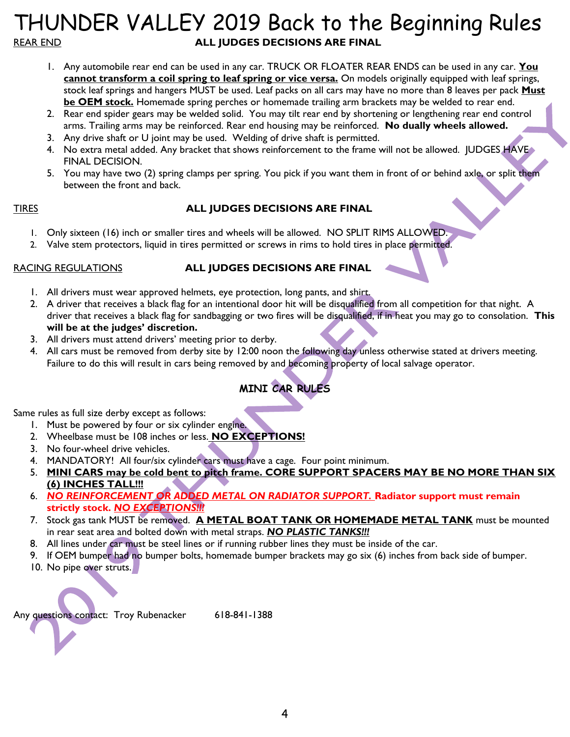# THUNDER VALLEY 2019 Back to the Beginning Rules

REAR END **ALL JUDGES DECISIONS ARE FINAL**

1. Any automobile rear end can be used in any car. TRUCK OR FLOATER REAR ENDS can be used in any car. **You cannot transform a coil spring to leaf spring or vice versa.** On models originally equipped with leaf springs, stock leaf springs and hangers MUST be used. Leaf packs on all cars may have no more than 8 leaves per pack **Must be OEM stock.** Homemade spring perches or homemade trailing arm brackets may be welded to rear end.
2. Rear end spider gears may be welded solid. You may tilt rear end by shortening or lengthening rear end control arms. Trailing arms may be reinforced. Rear end housing may be reinforced. **No dually wheels allowed.**
3. Any drive shaft or U joint may be used. Welding of drive shaft is permitted.
4. No extra metal added. Any bracket that shows reinforcement to the frame will not be allowed. JUDGES HAVE FINAL DECISION.
5. You may have two (2) spring clamps per spring. You pick if you want them in front of or behind axle, or split them between the front and back.

TIRES **ALL JUDGES DECISIONS ARE FINAL**

1. Only sixteen (16) inch or smaller tires and wheels will be allowed. NO SPLIT RIMS ALLOWED.
2. Valve stem protectors, liquid in tires permitted or screws in rims to hold tires in place permitted.

RACING REGULATIONS **ALL JUDGES DECISIONS ARE FINAL**

1. All drivers must wear approved helmets, eye protection, long pants, and shirt.
2. A driver that receives a black flag for an intentional door hit will be disqualified from all competition for that night. A driver that receives a black flag for sandbagging or two fires will be disqualified, if in heat you may go to consolation. **This will be at the judges' discretion.**
3. All drivers must attend drivers' meeting prior to derby.
4. All cars must be removed from derby site by 12:00 noon the following day unless otherwise stated at drivers meeting. Failure to do this will result in cars being removed by and becoming property of local salvage operator.

## MINI CAR RULES

Same rules as full size derby except as follows:

1. Must be powered by four or six cylinder engine.
2. Wheelbase must be 108 inches or less. **NO EXCEPTIONS!**
3. No four-wheel drive vehicles.
4. MANDATORY! All four/six cylinder cars must have a cage. Four point minimum.
5. **MINI CARS may be cold bent to pitch frame. CORE SUPPORT SPACERS MAY BE NO MORE THAN SIX (6) INCHES TALL!!!**
6. ***NO REINFORCEMENT OR ADDED METAL ON RADIATOR SUPPORT.*** **Radiator support must remain strictly stock.** ***NO EXCEPTIONS!!!***
7. Stock gas tank MUST be removed. **A METAL BOAT TANK OR HOMEMADE METAL TANK** must be mounted in rear seat area and bolted down with metal straps. ***NO PLASTIC TANKS!!!***
8. All lines under car must be steel lines or if running rubber lines they must be inside of the car.
9. If OEM bumper had no bumper bolts, homemade bumper brackets may go six (6) inches from back side of bumper.
10. No pipe over struts.

Any questions contact: Troy Rubenacker 618-841-1388